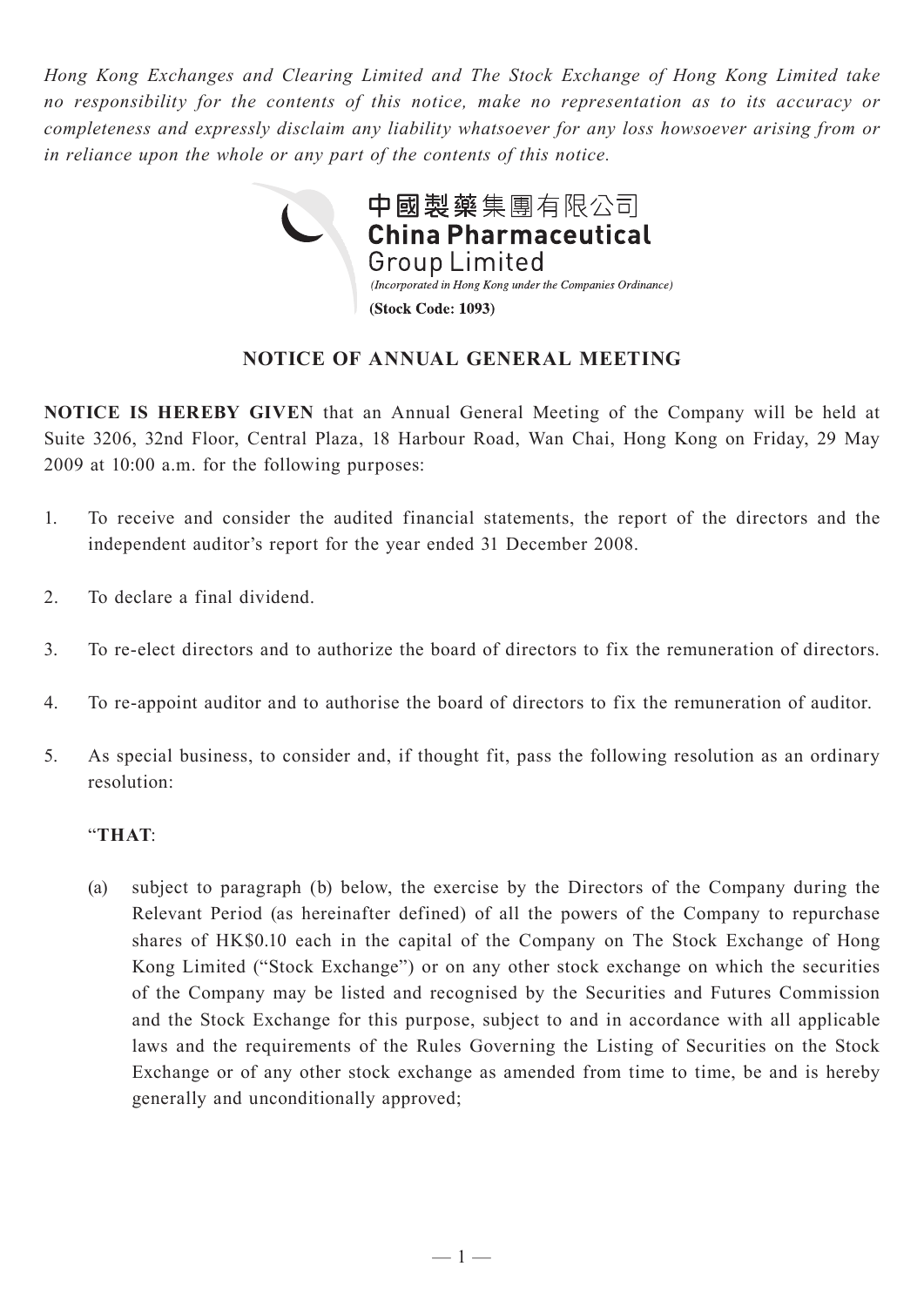*Hong Kong Exchanges and Clearing Limited and The Stock Exchange of Hong Kong Limited take no responsibility for the contents of this notice, make no representation as to its accuracy or completeness and expressly disclaim any liability whatsoever for any loss howsoever arising from or in reliance upon the whole or any part of the contents of this notice.*

**中國製藥集團有限公司**
**China Pharmaceutical Group Limited**
*(Incorporated in Hong Kong under the Companies Ordinance)*
**(Stock Code: 1093)**

## NOTICE OF ANNUAL GENERAL MEETING

**NOTICE IS HEREBY GIVEN** that an Annual General Meeting of the Company will be held at Suite 3206, 32nd Floor, Central Plaza, 18 Harbour Road, Wan Chai, Hong Kong on Friday, 29 May 2009 at 10:00 a.m. for the following purposes:

1. To receive and consider the audited financial statements, the report of the directors and the independent auditor's report for the year ended 31 December 2008.

2. To declare a final dividend.

3. To re-elect directors and to authorize the board of directors to fix the remuneration of directors.

4. To re-appoint auditor and to authorise the board of directors to fix the remuneration of auditor.

5. As special business, to consider and, if thought fit, pass the following resolution as an ordinary resolution:

   "**THAT**:

   (a) subject to paragraph (b) below, the exercise by the Directors of the Company during the Relevant Period (as hereinafter defined) of all the powers of the Company to repurchase shares of HK$0.10 each in the capital of the Company on The Stock Exchange of Hong Kong Limited ("Stock Exchange") or on any other stock exchange on which the securities of the Company may be listed and recognised by the Securities and Futures Commission and the Stock Exchange for this purpose, subject to and in accordance with all applicable laws and the requirements of the Rules Governing the Listing of Securities on the Stock Exchange or of any other stock exchange as amended from time to time, be and is hereby generally and unconditionally approved;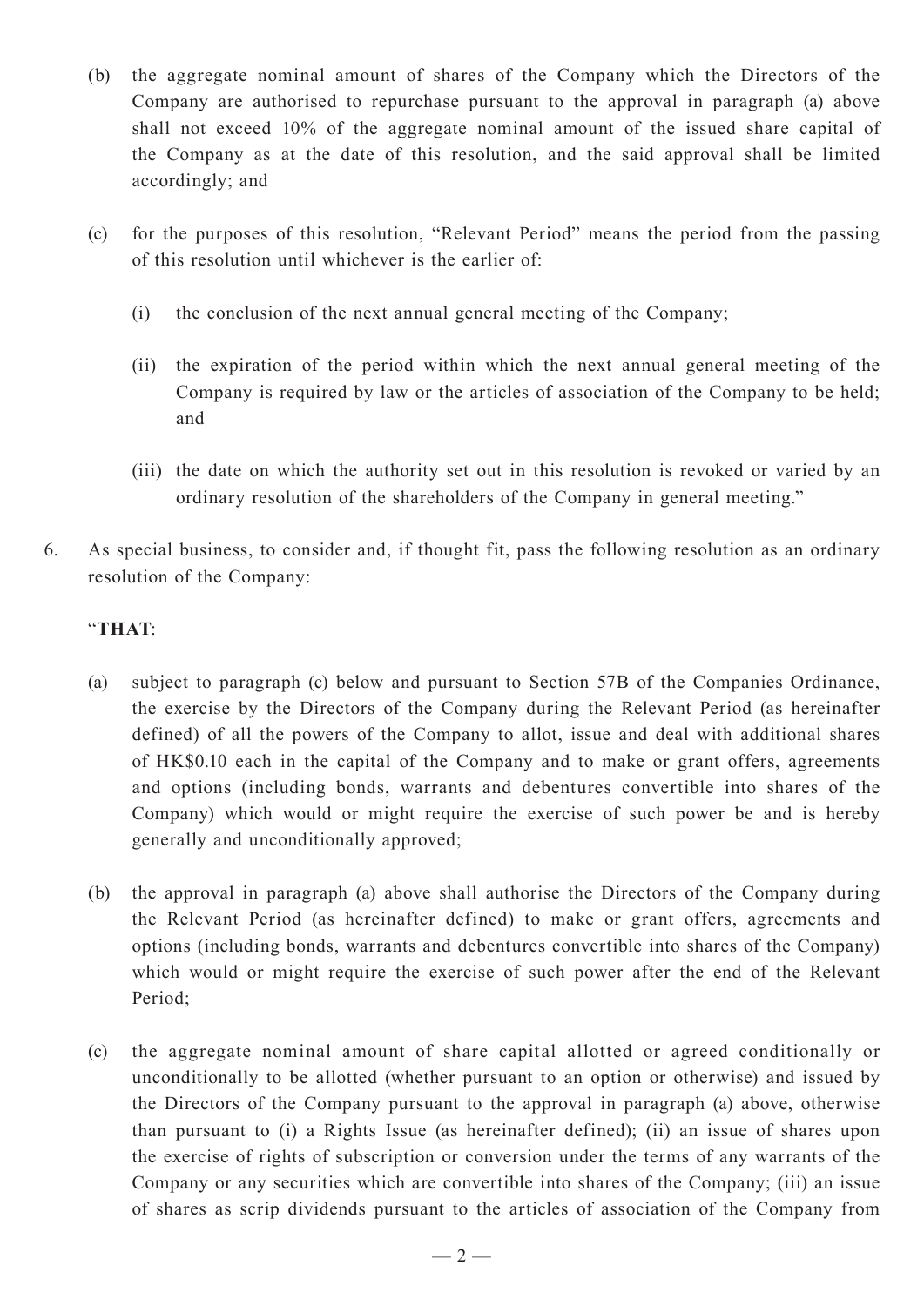(b) the aggregate nominal amount of shares of the Company which the Directors of the Company are authorised to repurchase pursuant to the approval in paragraph (a) above shall not exceed 10% of the aggregate nominal amount of the issued share capital of the Company as at the date of this resolution, and the said approval shall be limited accordingly; and

(c) for the purposes of this resolution, "Relevant Period" means the period from the passing of this resolution until whichever is the earlier of:

(i) the conclusion of the next annual general meeting of the Company;

(ii) the expiration of the period within which the next annual general meeting of the Company is required by law or the articles of association of the Company to be held; and

(iii) the date on which the authority set out in this resolution is revoked or varied by an ordinary resolution of the shareholders of the Company in general meeting."

6. As special business, to consider and, if thought fit, pass the following resolution as an ordinary resolution of the Company:

"**THAT**:

(a) subject to paragraph (c) below and pursuant to Section 57B of the Companies Ordinance, the exercise by the Directors of the Company during the Relevant Period (as hereinafter defined) of all the powers of the Company to allot, issue and deal with additional shares of HK$0.10 each in the capital of the Company and to make or grant offers, agreements and options (including bonds, warrants and debentures convertible into shares of the Company) which would or might require the exercise of such power be and is hereby generally and unconditionally approved;

(b) the approval in paragraph (a) above shall authorise the Directors of the Company during the Relevant Period (as hereinafter defined) to make or grant offers, agreements and options (including bonds, warrants and debentures convertible into shares of the Company) which would or might require the exercise of such power after the end of the Relevant Period;

(c) the aggregate nominal amount of share capital allotted or agreed conditionally or unconditionally to be allotted (whether pursuant to an option or otherwise) and issued by the Directors of the Company pursuant to the approval in paragraph (a) above, otherwise than pursuant to (i) a Rights Issue (as hereinafter defined); (ii) an issue of shares upon the exercise of rights of subscription or conversion under the terms of any warrants of the Company or any securities which are convertible into shares of the Company; (iii) an issue of shares as scrip dividends pursuant to the articles of association of the Company from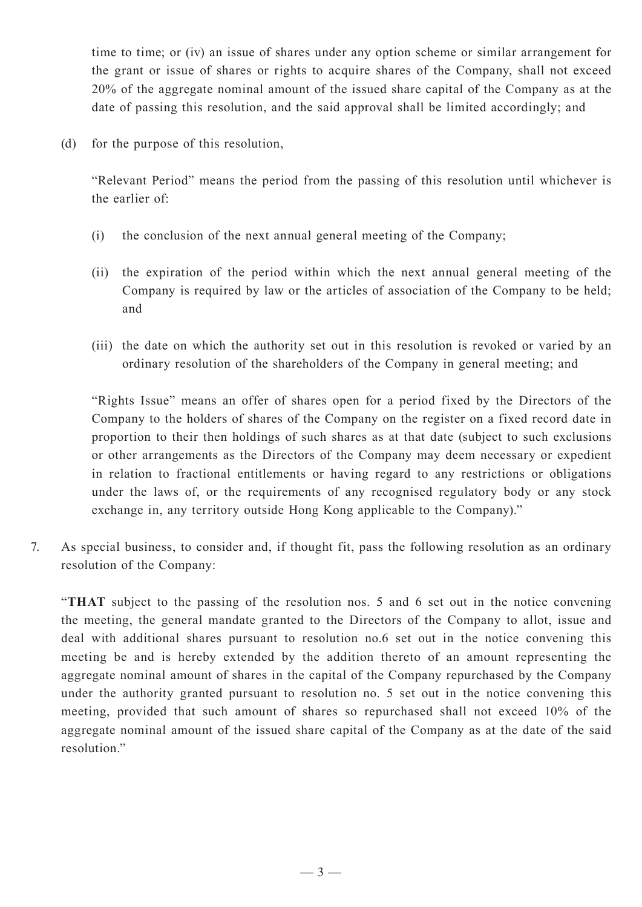time to time; or (iv) an issue of shares under any option scheme or similar arrangement for the grant or issue of shares or rights to acquire shares of the Company, shall not exceed 20% of the aggregate nominal amount of the issued share capital of the Company as at the date of passing this resolution, and the said approval shall be limited accordingly; and

(d) for the purpose of this resolution,

"Relevant Period" means the period from the passing of this resolution until whichever is the earlier of:

(i) the conclusion of the next annual general meeting of the Company;

(ii) the expiration of the period within which the next annual general meeting of the Company is required by law or the articles of association of the Company to be held; and

(iii) the date on which the authority set out in this resolution is revoked or varied by an ordinary resolution of the shareholders of the Company in general meeting; and

"Rights Issue" means an offer of shares open for a period fixed by the Directors of the Company to the holders of shares of the Company on the register on a fixed record date in proportion to their then holdings of such shares as at that date (subject to such exclusions or other arrangements as the Directors of the Company may deem necessary or expedient in relation to fractional entitlements or having regard to any restrictions or obligations under the laws of, or the requirements of any recognised regulatory body or any stock exchange in, any territory outside Hong Kong applicable to the Company)."

7. As special business, to consider and, if thought fit, pass the following resolution as an ordinary resolution of the Company:

"**THAT** subject to the passing of the resolution nos. 5 and 6 set out in the notice convening the meeting, the general mandate granted to the Directors of the Company to allot, issue and deal with additional shares pursuant to resolution no.6 set out in the notice convening this meeting be and is hereby extended by the addition thereto of an amount representing the aggregate nominal amount of shares in the capital of the Company repurchased by the Company under the authority granted pursuant to resolution no. 5 set out in the notice convening this meeting, provided that such amount of shares so repurchased shall not exceed 10% of the aggregate nominal amount of the issued share capital of the Company as at the date of the said resolution."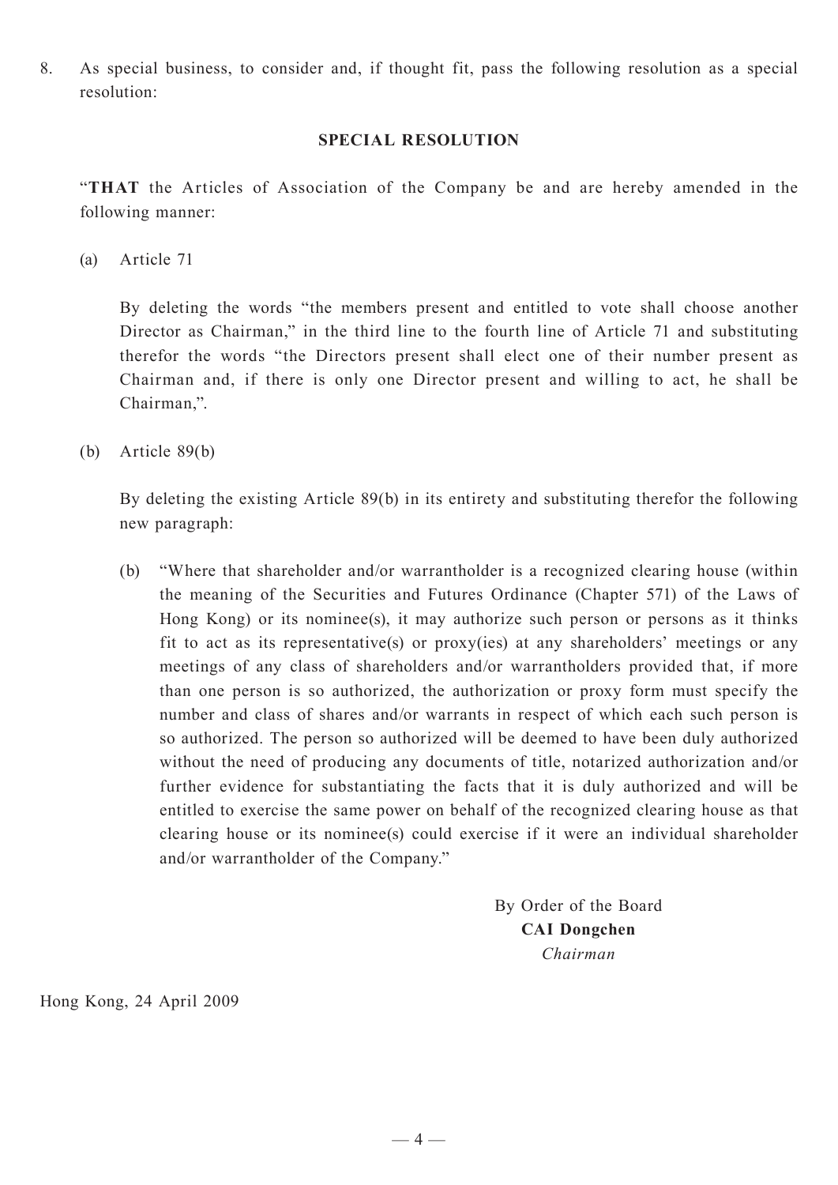8. As special business, to consider and, if thought fit, pass the following resolution as a special resolution:

**SPECIAL RESOLUTION**

"**THAT** the Articles of Association of the Company be and are hereby amended in the following manner:

(a) Article 71

By deleting the words "the members present and entitled to vote shall choose another Director as Chairman," in the third line to the fourth line of Article 71 and substituting therefor the words "the Directors present shall elect one of their number present as Chairman and, if there is only one Director present and willing to act, he shall be Chairman,".

(b) Article 89(b)

By deleting the existing Article 89(b) in its entirety and substituting therefor the following new paragraph:

(b) "Where that shareholder and/or warrantholder is a recognized clearing house (within the meaning of the Securities and Futures Ordinance (Chapter 571) of the Laws of Hong Kong) or its nominee(s), it may authorize such person or persons as it thinks fit to act as its representative(s) or proxy(ies) at any shareholders' meetings or any meetings of any class of shareholders and/or warrantholders provided that, if more than one person is so authorized, the authorization or proxy form must specify the number and class of shares and/or warrants in respect of which each such person is so authorized. The person so authorized will be deemed to have been duly authorized without the need of producing any documents of title, notarized authorization and/or further evidence for substantiating the facts that it is duly authorized and will be entitled to exercise the same power on behalf of the recognized clearing house as that clearing house or its nominee(s) could exercise if it were an individual shareholder and/or warrantholder of the Company."

By Order of the Board
**CAI Dongchen**
*Chairman*

Hong Kong, 24 April 2009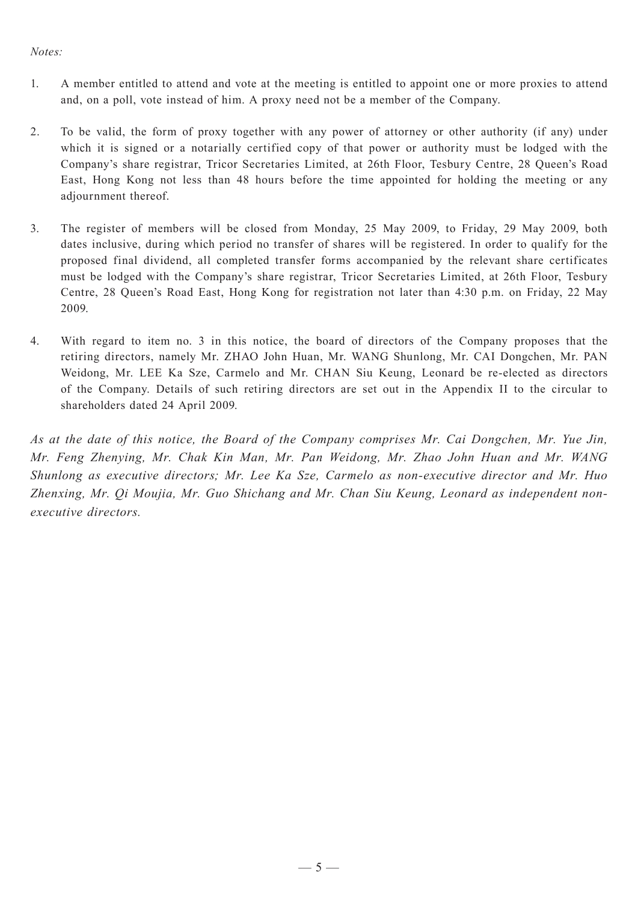*Notes:*

1. A member entitled to attend and vote at the meeting is entitled to appoint one or more proxies to attend and, on a poll, vote instead of him. A proxy need not be a member of the Company.

2. To be valid, the form of proxy together with any power of attorney or other authority (if any) under which it is signed or a notarially certified copy of that power or authority must be lodged with the Company's share registrar, Tricor Secretaries Limited, at 26th Floor, Tesbury Centre, 28 Queen's Road East, Hong Kong not less than 48 hours before the time appointed for holding the meeting or any adjournment thereof.

3. The register of members will be closed from Monday, 25 May 2009, to Friday, 29 May 2009, both dates inclusive, during which period no transfer of shares will be registered. In order to qualify for the proposed final dividend, all completed transfer forms accompanied by the relevant share certificates must be lodged with the Company's share registrar, Tricor Secretaries Limited, at 26th Floor, Tesbury Centre, 28 Queen's Road East, Hong Kong for registration not later than 4:30 p.m. on Friday, 22 May 2009.

4. With regard to item no. 3 in this notice, the board of directors of the Company proposes that the retiring directors, namely Mr. ZHAO John Huan, Mr. WANG Shunlong, Mr. CAI Dongchen, Mr. PAN Weidong, Mr. LEE Ka Sze, Carmelo and Mr. CHAN Siu Keung, Leonard be re-elected as directors of the Company. Details of such retiring directors are set out in the Appendix II to the circular to shareholders dated 24 April 2009.

*As at the date of this notice, the Board of the Company comprises Mr. Cai Dongchen, Mr. Yue Jin, Mr. Feng Zhenying, Mr. Chak Kin Man, Mr. Pan Weidong, Mr. Zhao John Huan and Mr. WANG Shunlong as executive directors; Mr. Lee Ka Sze, Carmelo as non-executive director and Mr. Huo Zhenxing, Mr. Qi Moujia, Mr. Guo Shichang and Mr. Chan Siu Keung, Leonard as independent non-executive directors.*